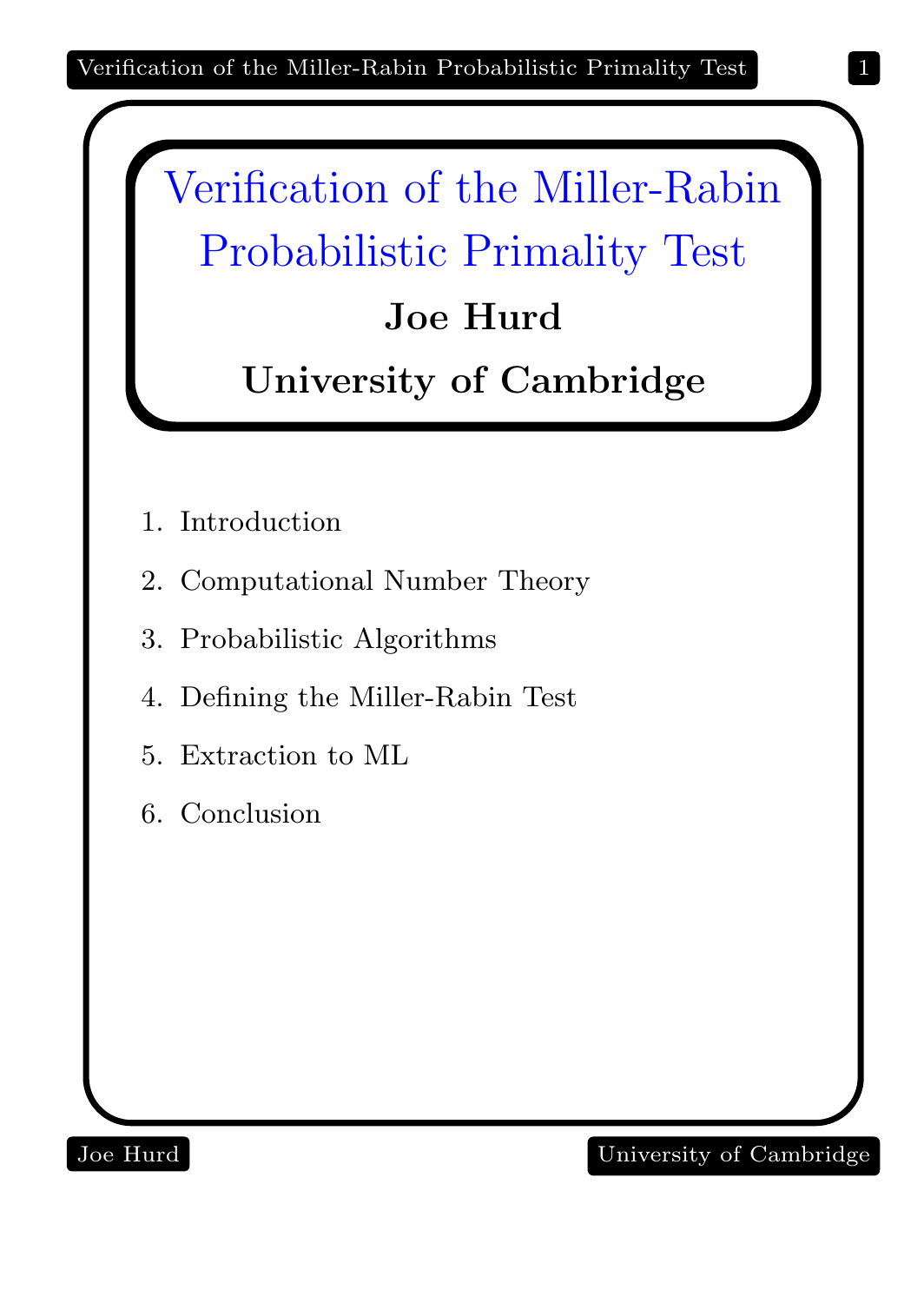# Verification of the Miller-Rabin Probabilistic Primality Test

**Joe Hurd**

**University of Cambridge**

1. Introduction
2. Computational Number Theory
3. Probabilistic Algorithms
4. Defining the Miller-Rabin Test
5. Extraction to ML
6. Conclusion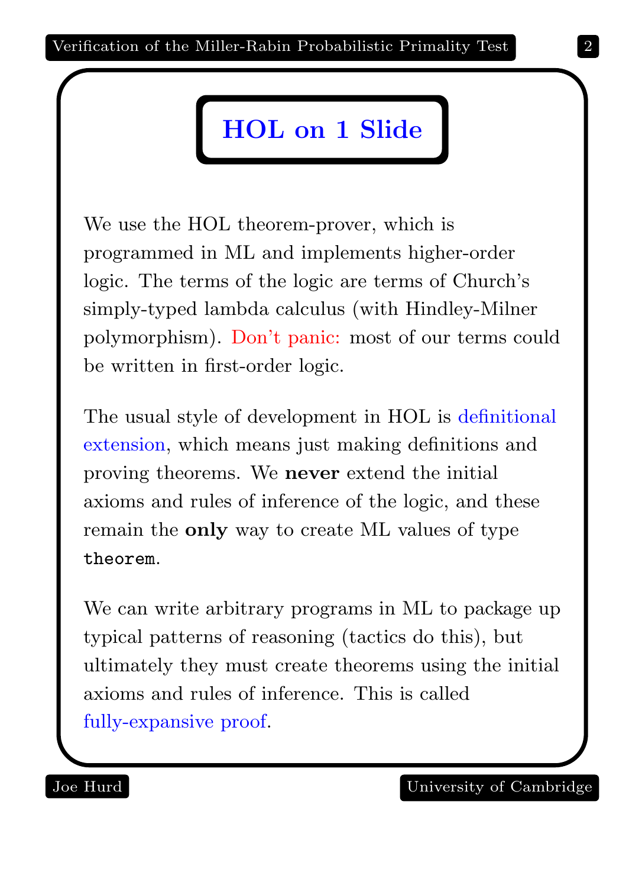# HOL on 1 Slide

We use the HOL theorem-prover, which is programmed in ML and implements higher-order logic. The terms of the logic are terms of Church's simply-typed lambda calculus (with Hindley-Milner polymorphism). Don't panic: most of our terms could be written in first-order logic.

The usual style of development in HOL is definitional extension, which means just making definitions and proving theorems. We **never** extend the initial axioms and rules of inference of the logic, and these remain the **only** way to create ML values of type `theorem`.

We can write arbitrary programs in ML to package up typical patterns of reasoning (tactics do this), but ultimately they must create theorems using the initial axioms and rules of inference. This is called fully-expansive proof.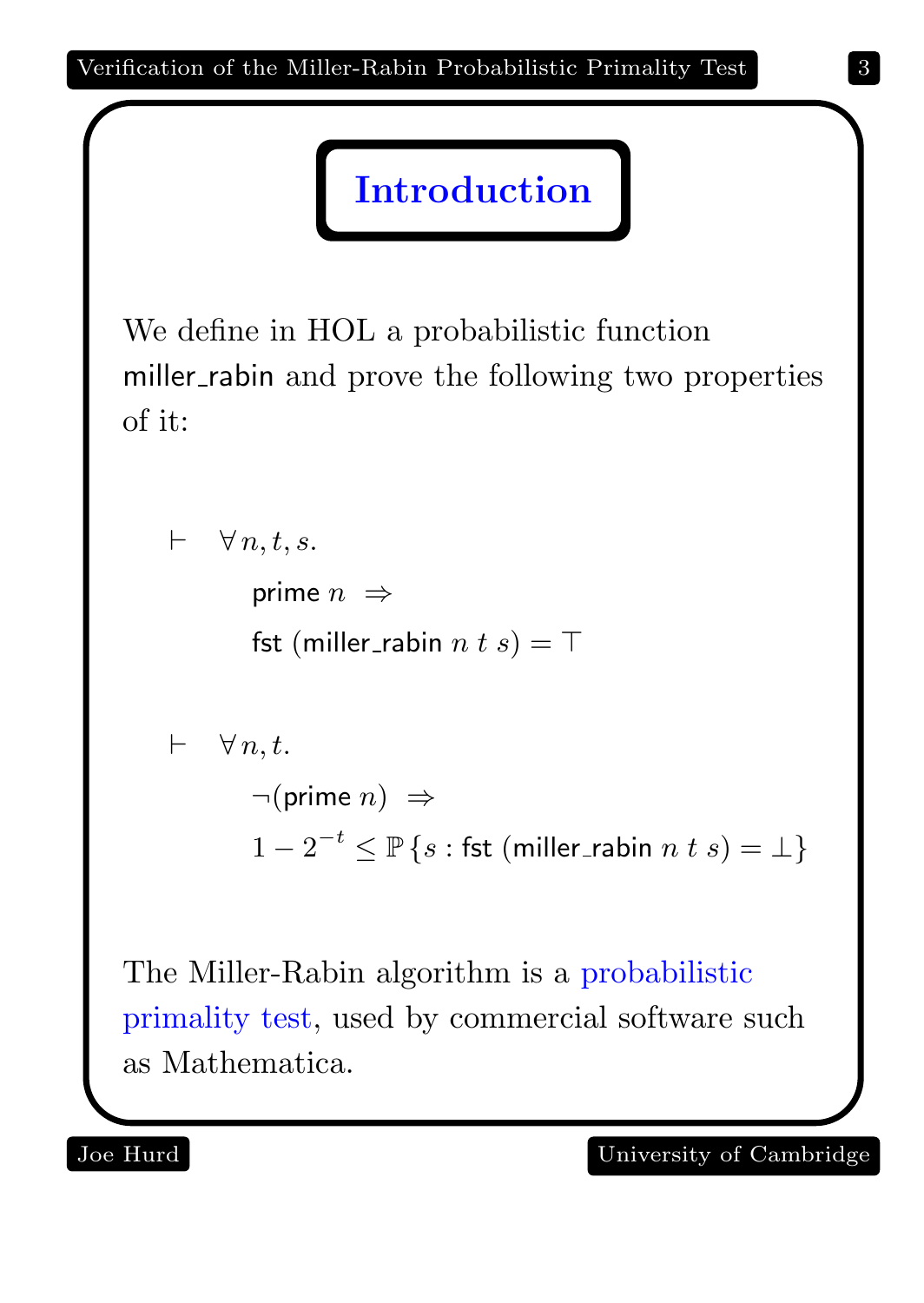# Introduction

We define in HOL a probabilistic function miller_rabin and prove the following two properties of it:

$$\vdash \quad \forall\, n, t, s.\ \ \mathsf{prime}\ n \ \Rightarrow\ \mathsf{fst}\ (\mathsf{miller\_rabin}\ n\ t\ s) = \top$$

$$\vdash \quad \forall\, n, t.\ \ \neg(\mathsf{prime}\ n) \ \Rightarrow\ 1 - 2^{-t} \leq \mathbb{P}\,\{s : \mathsf{fst}\ (\mathsf{miller\_rabin}\ n\ t\ s) = \bot\}$$

The Miller-Rabin algorithm is a probabilistic primality test, used by commercial software such as Mathematica.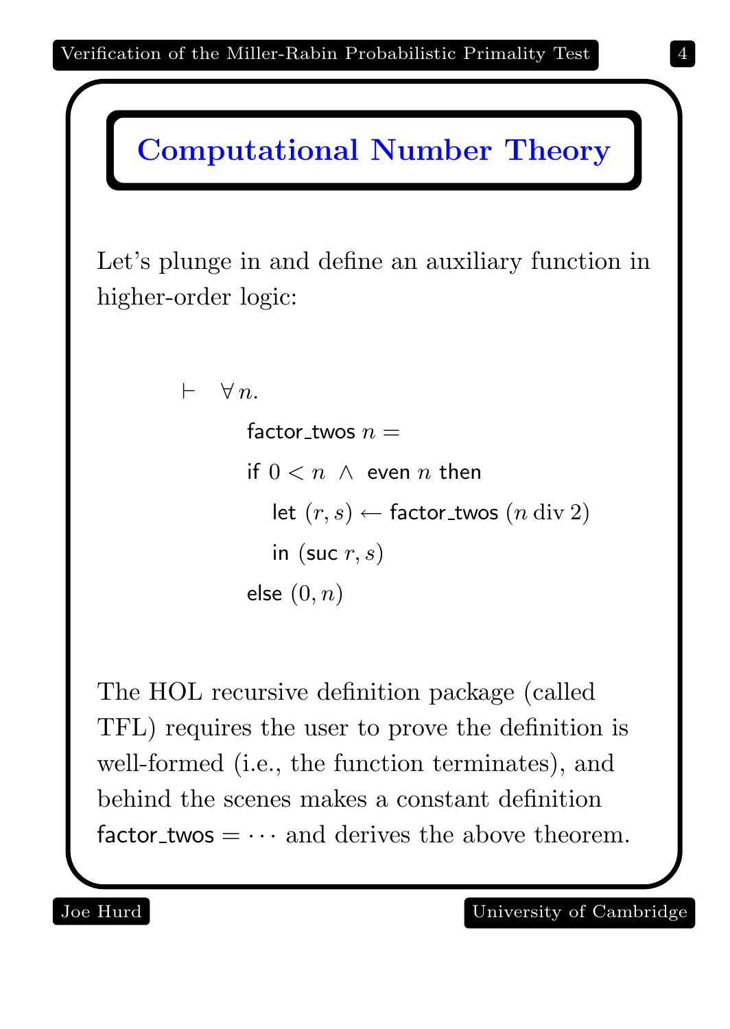# Computational Number Theory

Let's plunge in and define an auxiliary function in higher-order logic:

$$
\begin{aligned}
\vdash\quad & \forall\, n.\\
& \quad \mathsf{factor\_twos}\; n = \\
& \quad \mathsf{if}\; 0 < n \;\wedge\; \mathsf{even}\; n \;\mathsf{then} \\
& \quad\quad \mathsf{let}\; (r, s) \leftarrow \mathsf{factor\_twos}\; (n \operatorname{div} 2) \\
& \quad\quad \mathsf{in}\; (\mathsf{suc}\; r, s) \\
& \quad \mathsf{else}\; (0, n)
\end{aligned}
$$

The HOL recursive definition package (called TFL) requires the user to prove the definition is well-formed (i.e., the function terminates), and behind the scenes makes a constant definition $\mathsf{factor\_twos} = \cdots$ and derives the above theorem.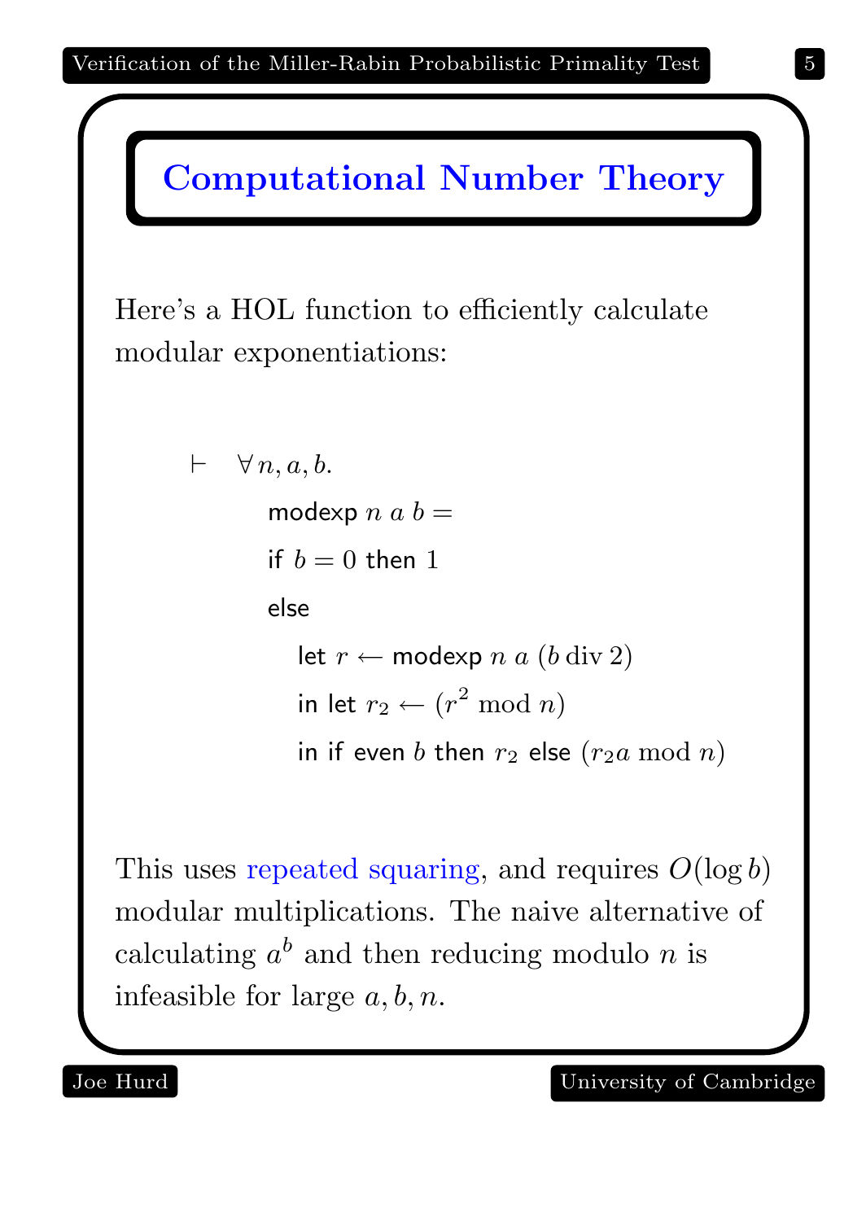# Computational Number Theory

Here's a HOL function to efficiently calculate modular exponentiations:

$$
\begin{array}{l}
\vdash \quad \forall\, n, a, b. \\
\qquad \mathsf{modexp}\ n\ a\ b = \\
\qquad \mathsf{if}\ b = 0\ \mathsf{then}\ 1 \\
\qquad \mathsf{else} \\
\qquad\quad \mathsf{let}\ r \leftarrow \mathsf{modexp}\ n\ a\ (b \operatorname{div} 2) \\
\qquad\quad \mathsf{in}\ \mathsf{let}\ r_2 \leftarrow (r^2 \bmod n) \\
\qquad\quad \mathsf{in}\ \mathsf{if}\ \mathsf{even}\ b\ \mathsf{then}\ r_2\ \mathsf{else}\ (r_2 a \bmod n)
\end{array}
$$

This uses repeated squaring, and requires $O(\log b)$ modular multiplications. The naive alternative of calculating $a^b$ and then reducing modulo $n$ is infeasible for large $a, b, n$.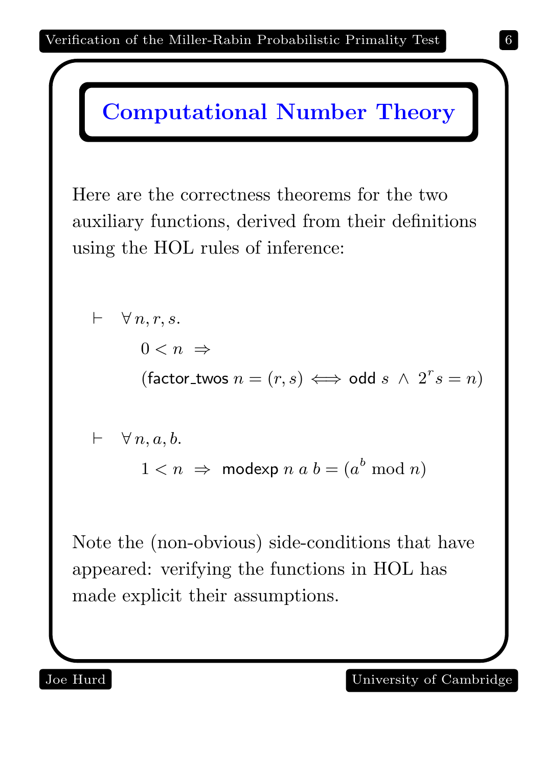# Computational Number Theory

Here are the correctness theorems for the two auxiliary functions, derived from their definitions using the HOL rules of inference:

$$\vdash \quad \forall\, n, r, s.\; 0 < n \;\Rightarrow\; (\mathsf{factor\_twos}\ n = (r, s) \iff \mathsf{odd}\ s \;\wedge\; 2^r s = n)$$

$$\vdash \quad \forall\, n, a, b.\; 1 < n \;\Rightarrow\; \mathsf{modexp}\ n\ a\ b = (a^b \bmod n)$$

Note the (non-obvious) side-conditions that have appeared: verifying the functions in HOL has made explicit their assumptions.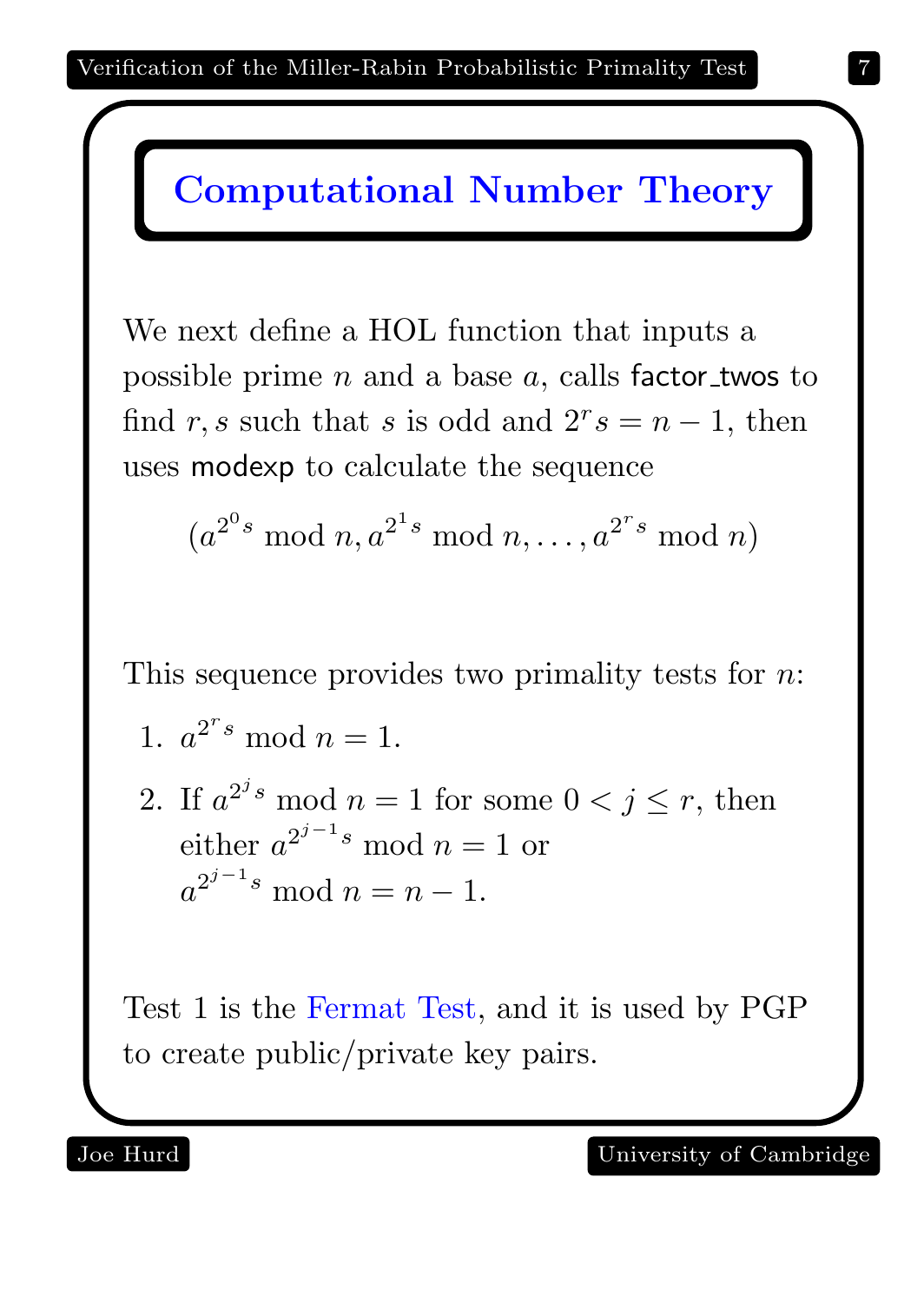# Computational Number Theory

We next define a HOL function that inputs a possible prime $n$ and a base $a$, calls factor_twos to find $r, s$ such that $s$ is odd and $2^r s = n - 1$, then uses modexp to calculate the sequence

$$(a^{2^0 s} \bmod n, a^{2^1 s} \bmod n, \ldots, a^{2^r s} \bmod n)$$

This sequence provides two primality tests for $n$:

1. $a^{2^r s} \bmod n = 1$.
2. If $a^{2^j s} \bmod n = 1$ for some $0 < j \leq r$, then either $a^{2^{j-1} s} \bmod n = 1$ or $a^{2^{j-1} s} \bmod n = n - 1$.

Test 1 is the Fermat Test, and it is used by PGP to create public/private key pairs.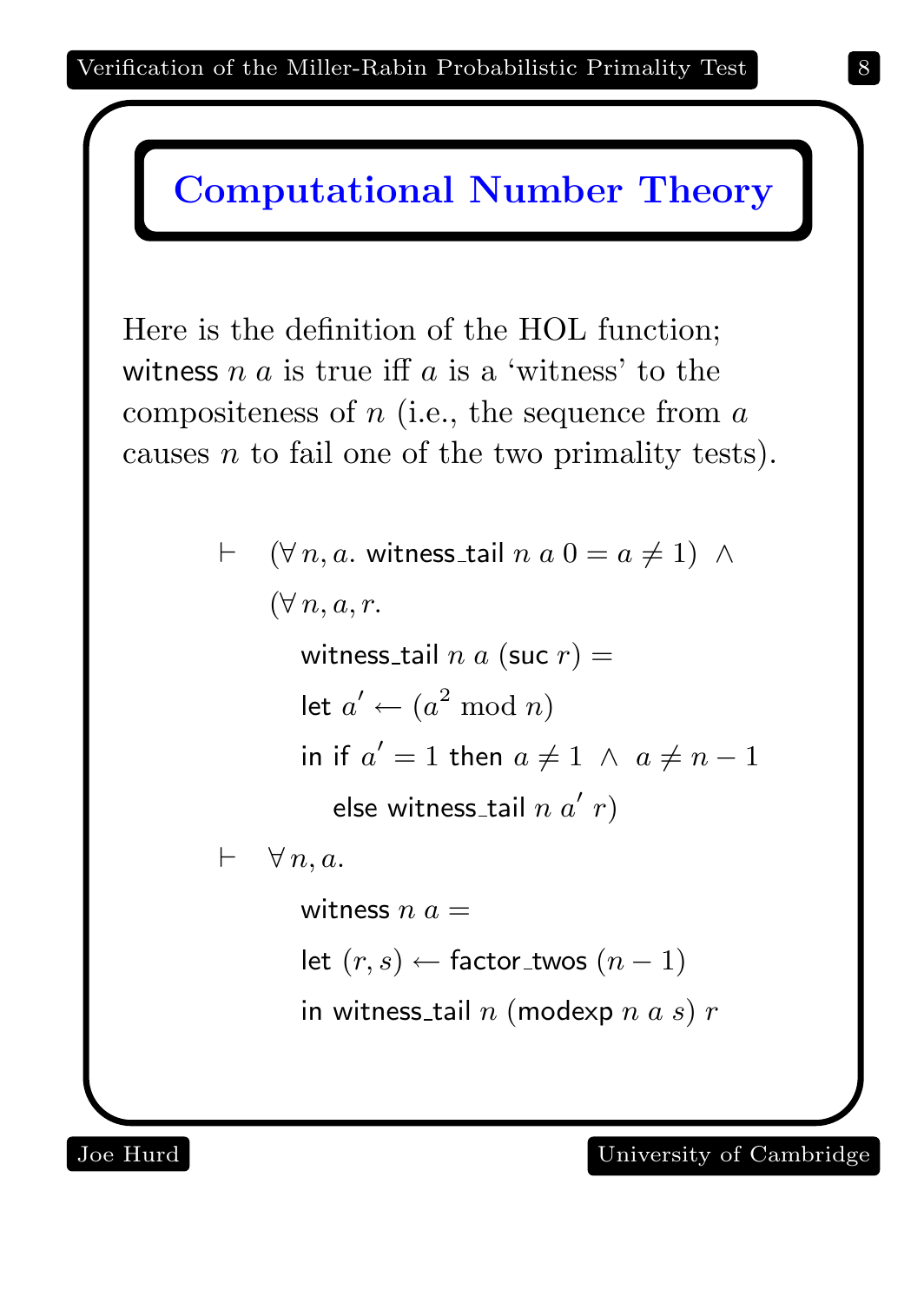## Computational Number Theory

Here is the definition of the HOL function; witness $n$ $a$ is true iff $a$ is a 'witness' to the compositeness of $n$ (i.e., the sequence from $a$ causes $n$ to fail one of the two primality tests).

$$
\begin{aligned}
\vdash\quad & (\forall\, n, a.\ \mathsf{witness\_tail}\ n\ a\ 0 = a \neq 1)\ \wedge \\
& (\forall\, n, a, r. \\
& \quad \mathsf{witness\_tail}\ n\ a\ (\mathsf{suc}\ r) = \\
& \quad \mathsf{let}\ a' \leftarrow (a^2 \bmod n) \\
& \quad \mathsf{in\ if}\ a' = 1\ \mathsf{then}\ a \neq 1\ \wedge\ a \neq n - 1 \\
& \quad\quad \mathsf{else\ witness\_tail}\ n\ a'\ r) \\
\vdash\quad & \forall\, n, a. \\
& \quad \mathsf{witness}\ n\ a = \\
& \quad \mathsf{let}\ (r, s) \leftarrow \mathsf{factor\_twos}\ (n - 1) \\
& \quad \mathsf{in\ witness\_tail}\ n\ (\mathsf{modexp}\ n\ a\ s)\ r
\end{aligned}
$$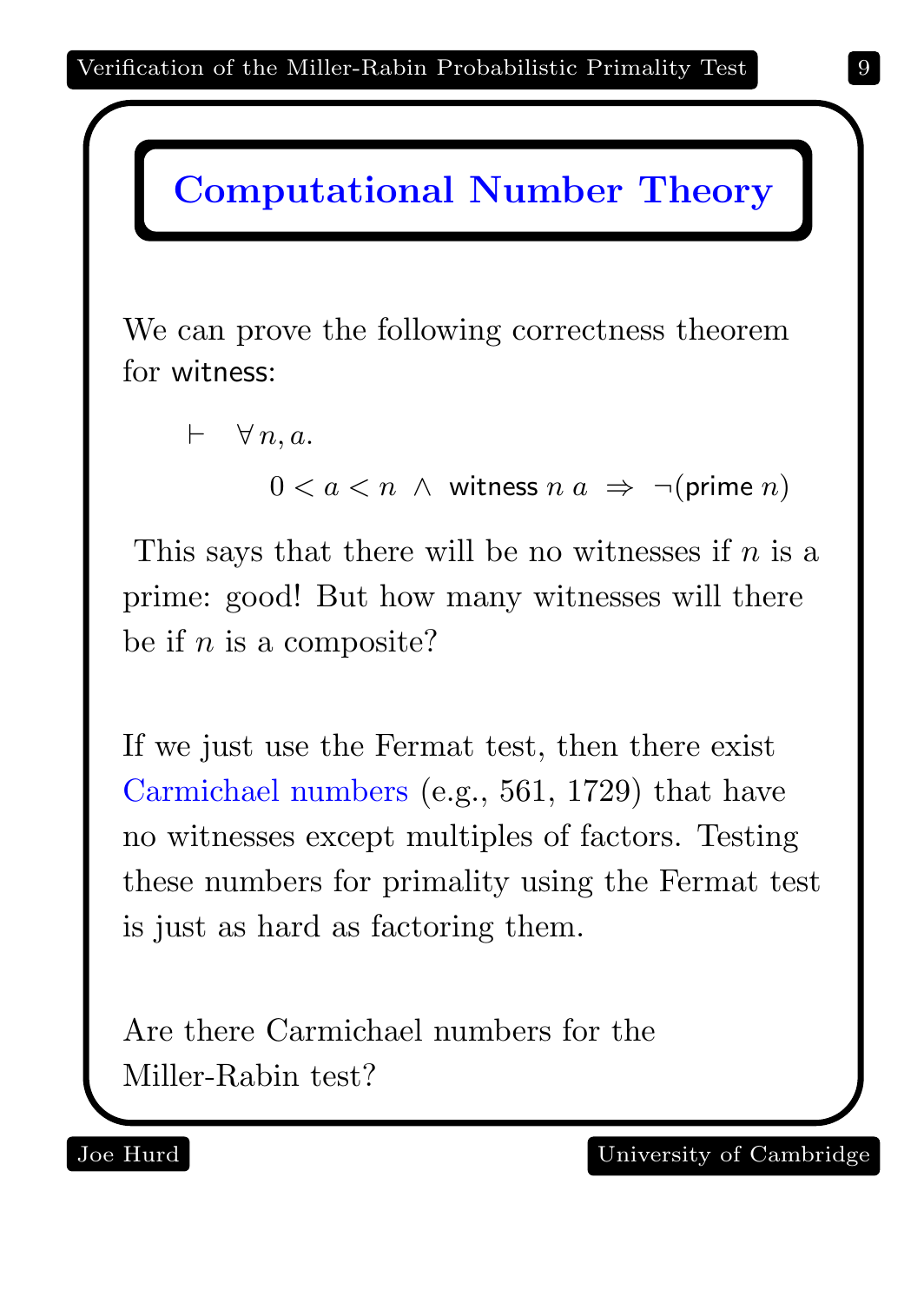# Computational Number Theory

We can prove the following correctness theorem for witness:

$$\vdash \quad \forall\, n, a.\quad 0 < a < n \ \wedge\ \mathsf{witness}\ n\ a \ \Rightarrow\ \neg(\mathsf{prime}\ n)$$

This says that there will be no witnesses if $n$ is a prime: good! But how many witnesses will there be if $n$ is a composite?

If we just use the Fermat test, then there exist Carmichael numbers (e.g., 561, 1729) that have no witnesses except multiples of factors. Testing these numbers for primality using the Fermat test is just as hard as factoring them.

Are there Carmichael numbers for the Miller-Rabin test?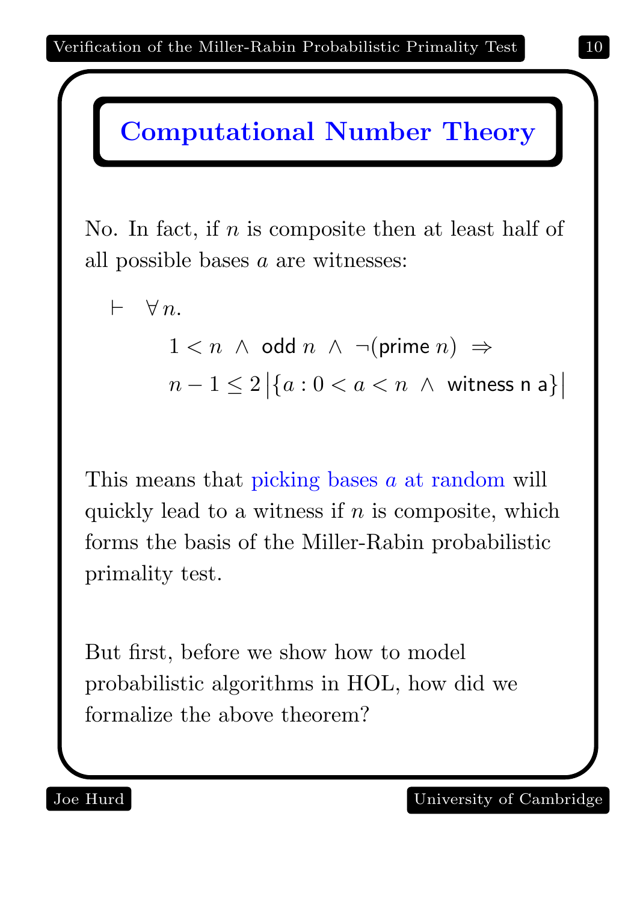# Computational Number Theory

No. In fact, if $n$ is composite then at least half of all possible bases $a$ are witnesses:

$$\vdash \ \forall n. \ 1 < n \ \wedge \ \mathsf{odd}\ n \ \wedge \ \neg(\mathsf{prime}\ n) \ \Rightarrow \ n - 1 \leq 2 \left| \{a : 0 < a < n \ \wedge \ \mathsf{witness\ n\ a}\} \right|$$

This means that picking bases $a$ at random will quickly lead to a witness if $n$ is composite, which forms the basis of the Miller-Rabin probabilistic primality test.

But first, before we show how to model probabilistic algorithms in HOL, how did we formalize the above theorem?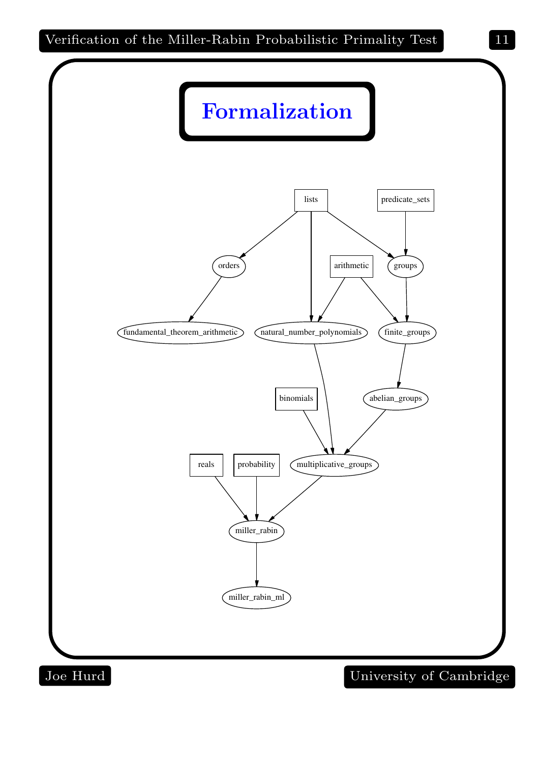# Formalization

lists

predicate_sets

orders

arithmetic

groups

fundamental_theorem_arithmetic

natural_number_polynomials

finite_groups

binomials

abelian_groups

reals

probability

multiplicative_groups

miller_rabin

miller_rabin_ml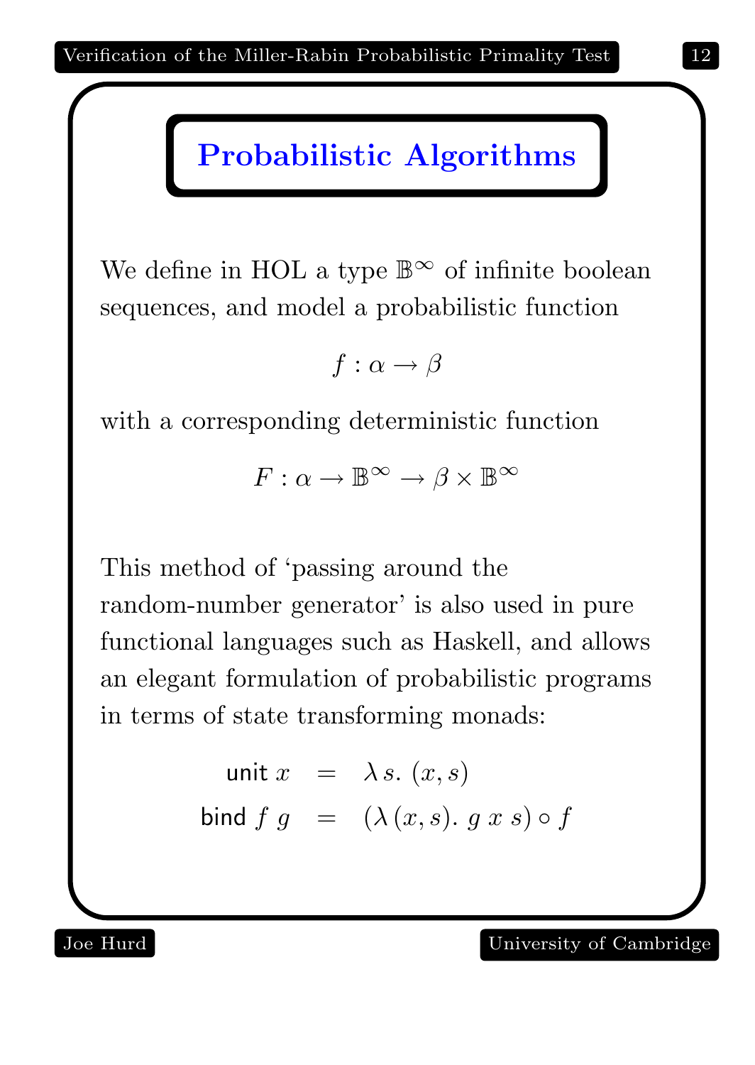# Probabilistic Algorithms

We define in HOL a type $\mathbb{B}^\infty$ of infinite boolean sequences, and model a probabilistic function

$$f : \alpha \to \beta$$

with a corresponding deterministic function

$$F : \alpha \to \mathbb{B}^\infty \to \beta \times \mathbb{B}^\infty$$

This method of 'passing around the random-number generator' is also used in pure functional languages such as Haskell, and allows an elegant formulation of probabilistic programs in terms of state transforming monads:

$$\begin{aligned} \mathsf{unit}\ x &= \lambda\, s.\ (x, s) \\ \mathsf{bind}\ f\ g &= (\lambda\, (x, s).\ g\ x\ s) \circ f \end{aligned}$$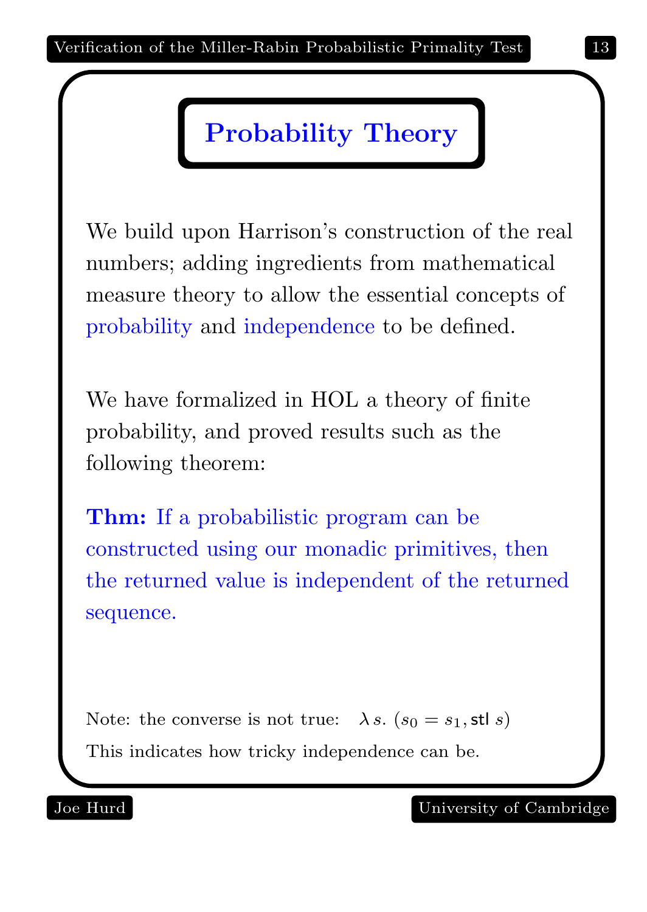# Probability Theory

We build upon Harrison's construction of the real numbers; adding ingredients from mathematical measure theory to allow the essential concepts of probability and independence to be defined.

We have formalized in HOL a theory of finite probability, and proved results such as the following theorem:

**Thm:** If a probabilistic program can be constructed using our monadic primitives, then the returned value is independent of the returned sequence.

Note: the converse is not true: $\lambda s.\ (s_0 = s_1, \mathsf{stl}\ s)$

This indicates how tricky independence can be.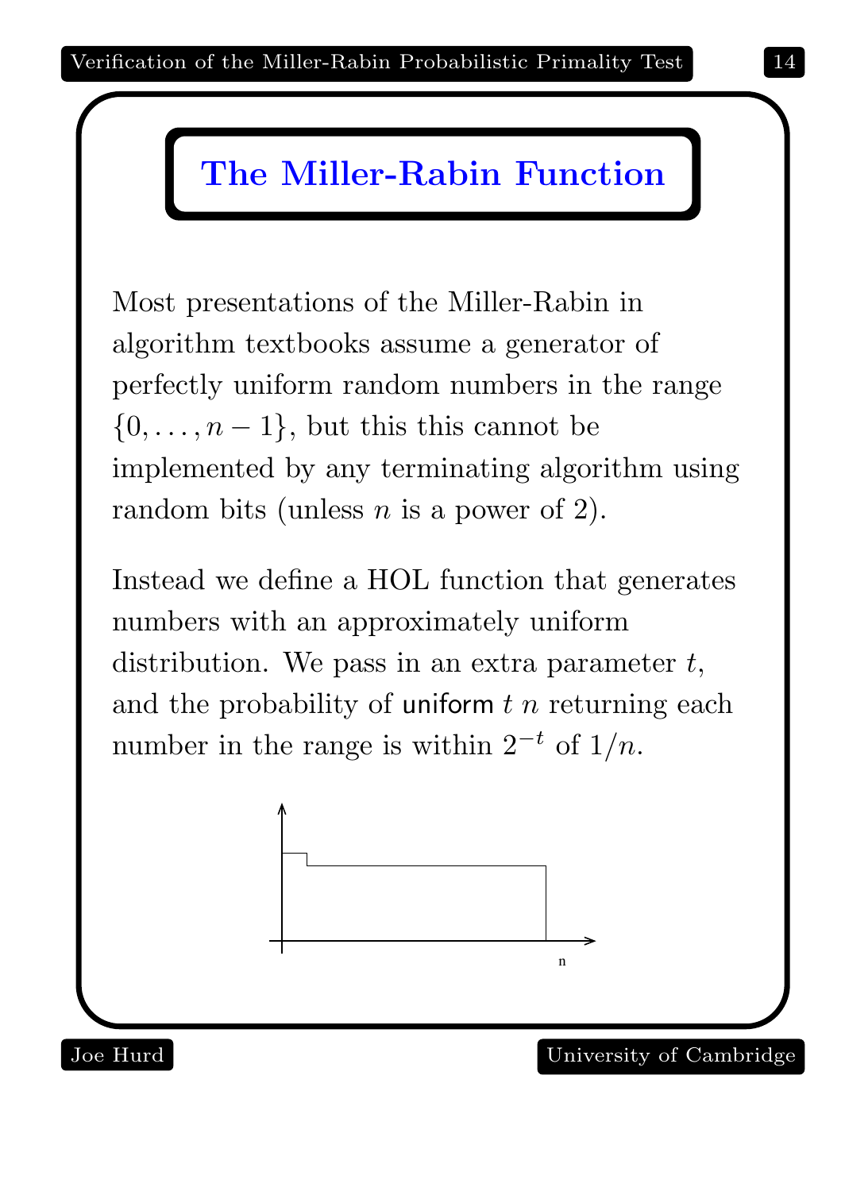# The Miller-Rabin Function

Most presentations of the Miller-Rabin in algorithm textbooks assume a generator of perfectly uniform random numbers in the range $\{0, \ldots, n-1\}$, but this this cannot be implemented by any terminating algorithm using random bits (unless $n$ is a power of 2).

Instead we define a HOL function that generates numbers with an approximately uniform distribution. We pass in an extra parameter $t$, and the probability of uniform $t$ $n$ returning each number in the range is within $2^{-t}$ of $1/n$.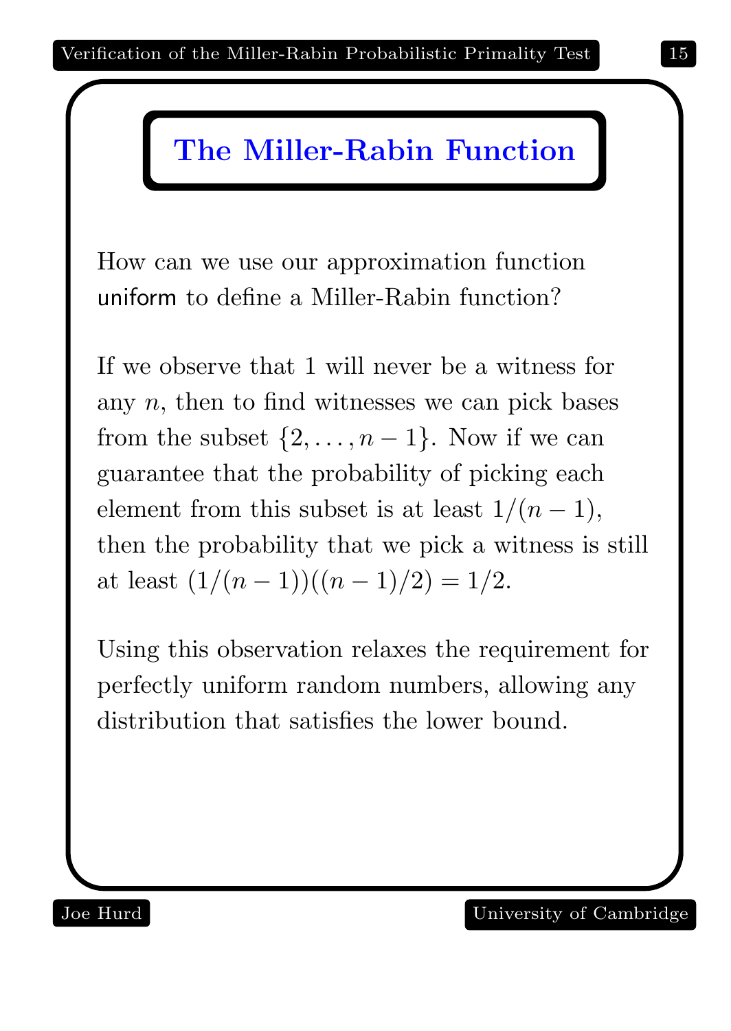# The Miller-Rabin Function

How can we use our approximation function `uniform` to define a Miller-Rabin function?

If we observe that 1 will never be a witness for any $n$, then to find witnesses we can pick bases from the subset $\{2, \ldots, n-1\}$. Now if we can guarantee that the probability of picking each element from this subset is at least $1/(n-1)$, then the probability that we pick a witness is still at least $(1/(n-1))((n-1)/2) = 1/2$.

Using this observation relaxes the requirement for perfectly uniform random numbers, allowing any distribution that satisfies the lower bound.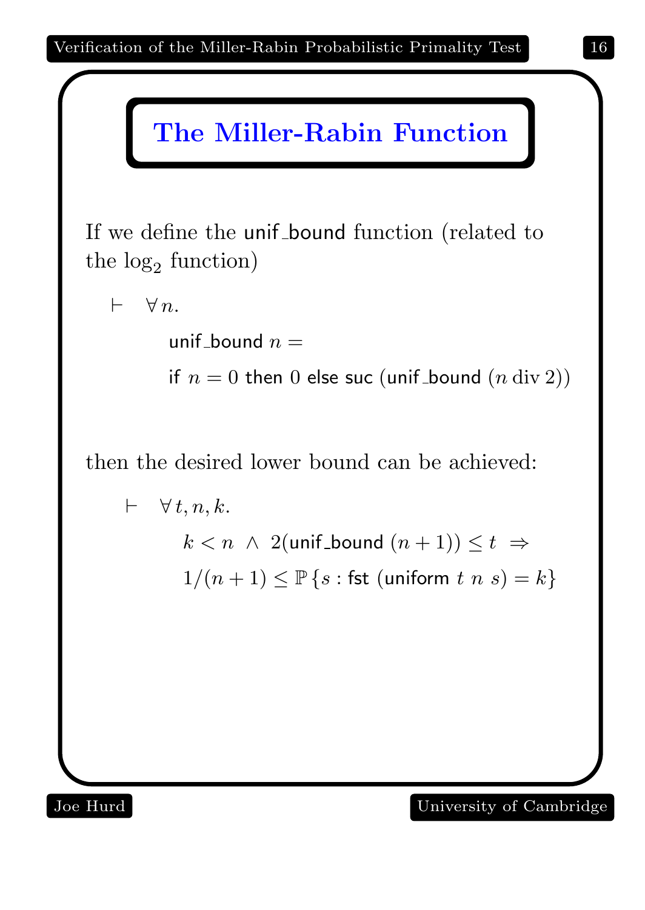## The Miller-Rabin Function

If we define the unif_bound function (related to the $\log_2$ function)

$$\vdash \quad \forall n. \quad \mathsf{unif\_bound}\ n = \mathsf{if}\ n = 0\ \mathsf{then}\ 0\ \mathsf{else}\ \mathsf{suc}\ (\mathsf{unif\_bound}\ (n\ \mathrm{div}\ 2))$$

then the desired lower bound can be achieved:

$$\vdash \quad \forall t, n, k. \quad k < n \ \wedge\ 2(\mathsf{unif\_bound}\ (n+1)) \leq t \ \Rightarrow\ 1/(n+1) \leq \mathbb{P}\{s : \mathsf{fst}\ (\mathsf{uniform}\ t\ n\ s) = k\}$$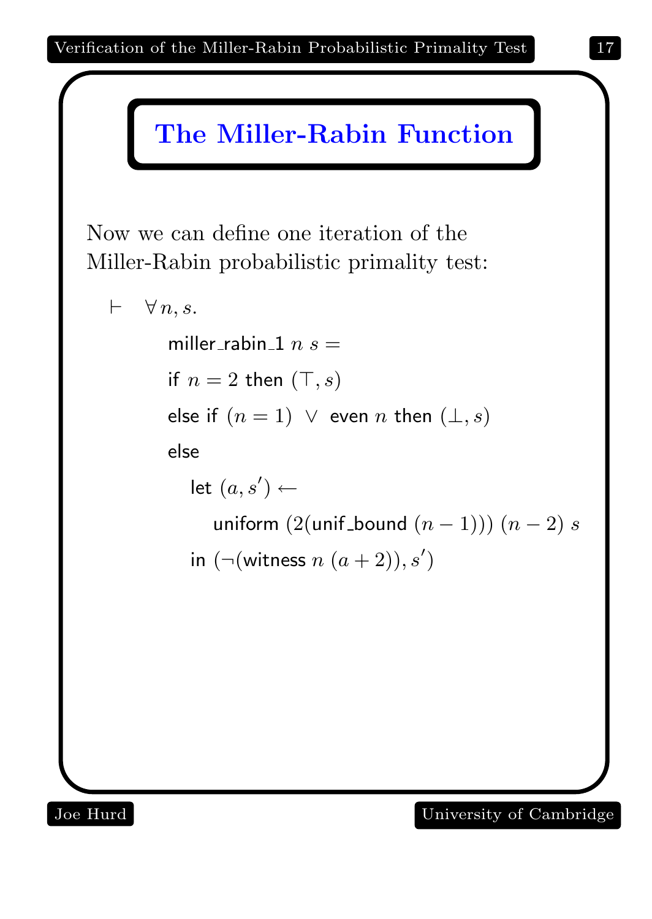# The Miller-Rabin Function

Now we can define one iteration of the Miller-Rabin probabilistic primality test:

$$
\begin{array}{l}
\vdash \quad \forall n, s. \\
\qquad \mathsf{miller\_rabin\_1}\ n\ s = \\
\qquad \mathsf{if}\ n = 2\ \mathsf{then}\ (\top, s) \\
\qquad \mathsf{else\ if}\ (n = 1)\ \vee\ \mathsf{even}\ n\ \mathsf{then}\ (\bot, s) \\
\qquad \mathsf{else} \\
\qquad\quad \mathsf{let}\ (a, s') \leftarrow \\
\qquad\qquad \mathsf{uniform}\ (2(\mathsf{unif\_bound}\ (n-1)))\ (n-2)\ s \\
\qquad\quad \mathsf{in}\ (\neg(\mathsf{witness}\ n\ (a+2)), s')
\end{array}
$$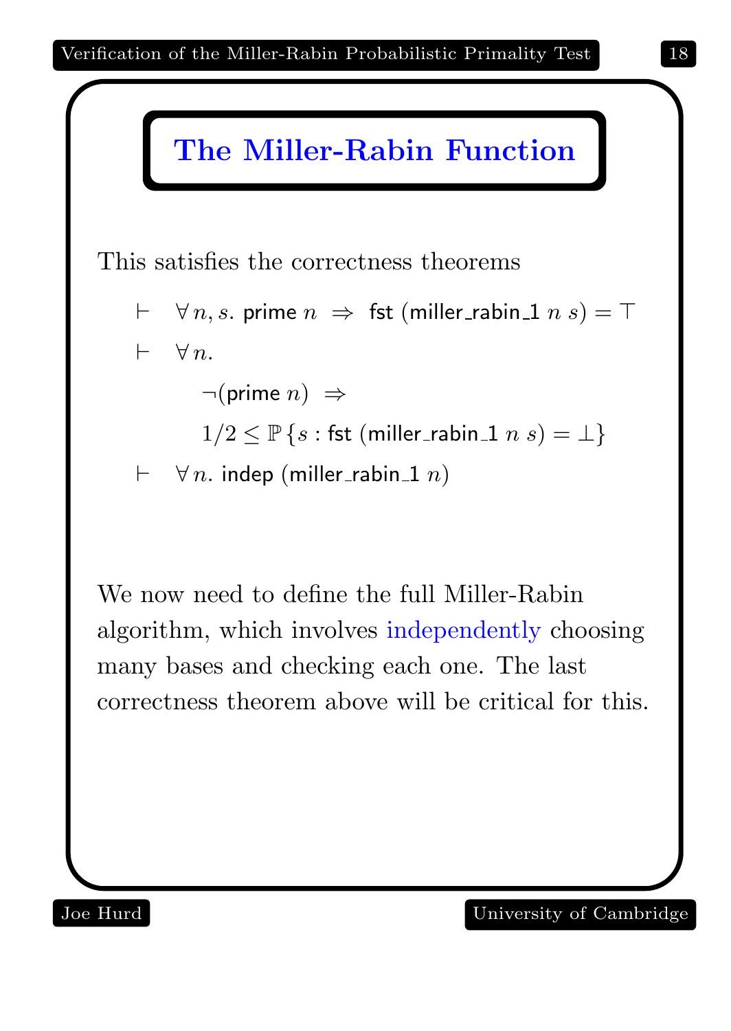# The Miller-Rabin Function

This satisfies the correctness theorems

$$\vdash \quad \forall\, n, s.\ \mathsf{prime}\ n \ \Rightarrow\ \mathsf{fst}\ (\mathsf{miller\_rabin\_1}\ n\ s) = \top$$

$$\vdash \quad \forall\, n.\ \neg(\mathsf{prime}\ n) \ \Rightarrow\ 1/2 \leq \mathbb{P}\,\{s : \mathsf{fst}\ (\mathsf{miller\_rabin\_1}\ n\ s) = \bot\}$$

$$\vdash \quad \forall\, n.\ \mathsf{indep}\ (\mathsf{miller\_rabin\_1}\ n)$$

We now need to define the full Miller-Rabin algorithm, which involves independently choosing many bases and checking each one. The last correctness theorem above will be critical for this.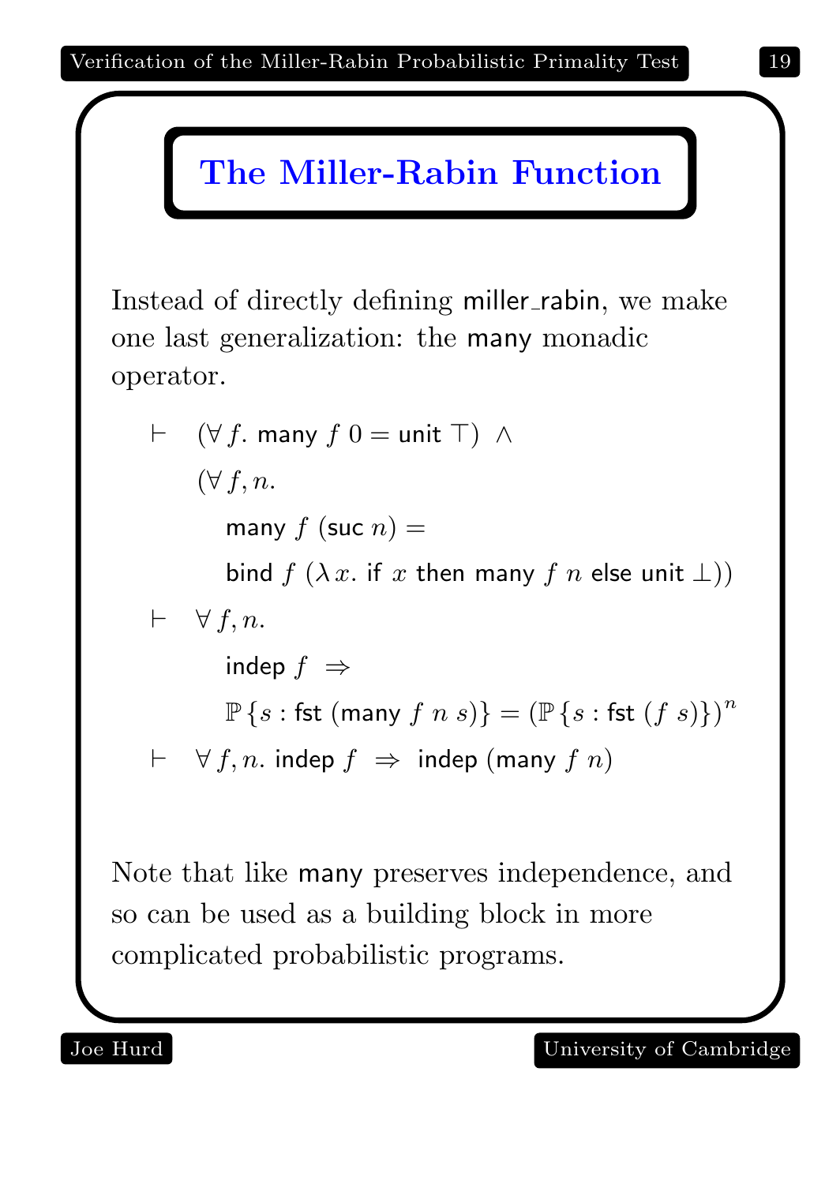# The Miller-Rabin Function

Instead of directly defining miller_rabin, we make one last generalization: the many monadic operator.

$$
\begin{aligned}
\vdash\ & (\forall f.\ \mathsf{many}\ f\ 0 = \mathsf{unit}\ \top)\ \wedge \\
& (\forall f, n. \\
& \quad \mathsf{many}\ f\ (\mathsf{suc}\ n) = \\
& \quad \mathsf{bind}\ f\ (\lambda x.\ \mathsf{if}\ x\ \mathsf{then}\ \mathsf{many}\ f\ n\ \mathsf{else}\ \mathsf{unit}\ \bot))
\end{aligned}
$$

$$
\begin{aligned}
\vdash\ & \forall f, n. \\
& \quad \mathsf{indep}\ f\ \Rightarrow \\
& \quad \mathbb{P}\,\{s : \mathsf{fst}\ (\mathsf{many}\ f\ n\ s)\} = (\mathbb{P}\,\{s : \mathsf{fst}\ (f\ s)\})^n
\end{aligned}
$$

$$
\vdash\ \forall f, n.\ \mathsf{indep}\ f\ \Rightarrow\ \mathsf{indep}\ (\mathsf{many}\ f\ n)
$$

Note that like many preserves independence, and so can be used as a building block in more complicated probabilistic programs.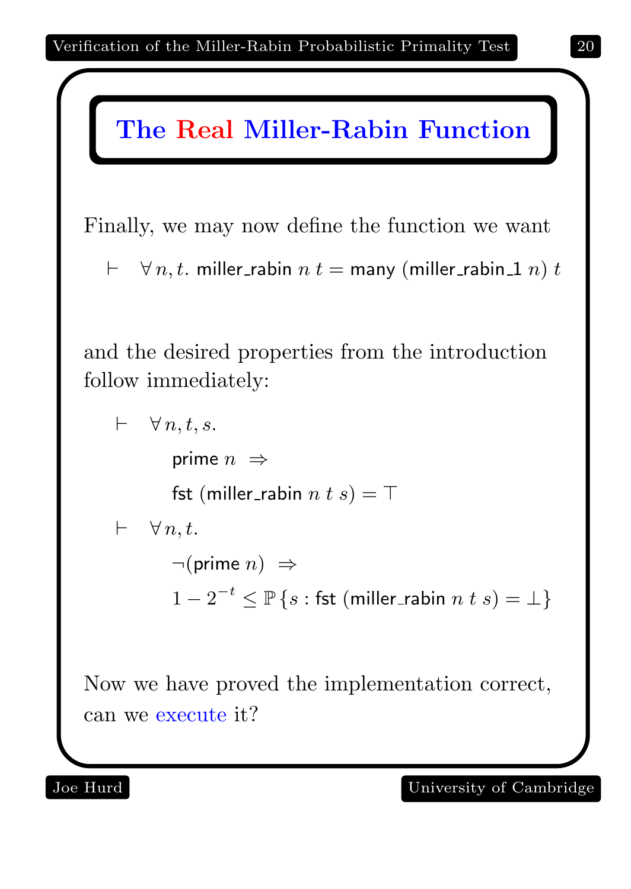# The Real Miller-Rabin Function

Finally, we may now define the function we want

$$\vdash \quad \forall\, n, t.\ \mathsf{miller\_rabin}\ n\ t = \mathsf{many}\ (\mathsf{miller\_rabin\_1}\ n)\ t$$

and the desired properties from the introduction follow immediately:

$$\vdash \quad \forall\, n, t, s.\ \ \mathsf{prime}\ n \ \Rightarrow\ \mathsf{fst}\ (\mathsf{miller\_rabin}\ n\ t\ s) = \top$$

$$\vdash \quad \forall\, n, t.\ \ \neg(\mathsf{prime}\ n) \ \Rightarrow\ 1 - 2^{-t} \leq \mathbb{P}\{s : \mathsf{fst}\ (\mathsf{miller\_rabin}\ n\ t\ s) = \bot\}$$

Now we have proved the implementation correct, can we execute it?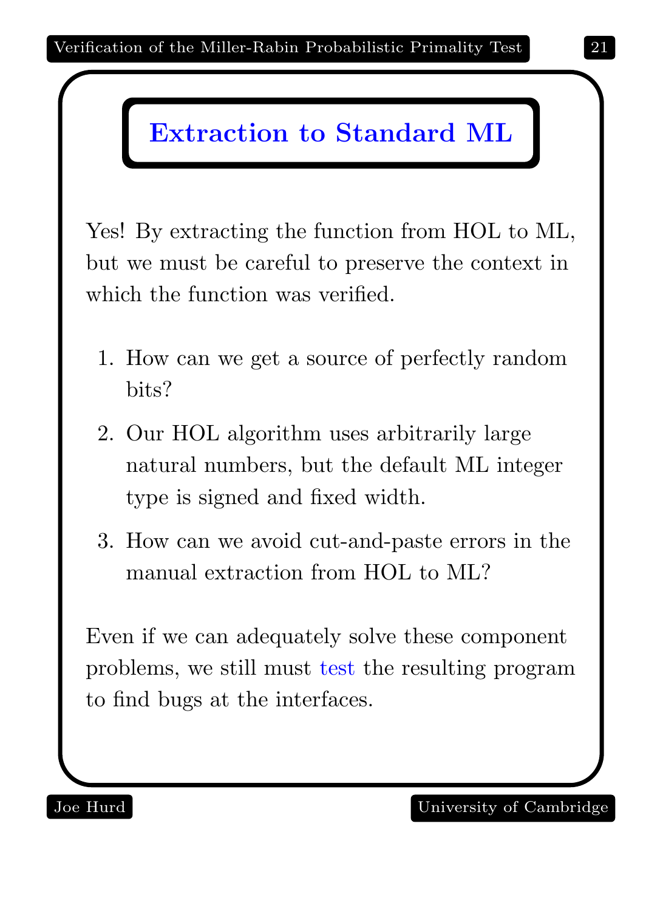# Extraction to Standard ML

Yes! By extracting the function from HOL to ML, but we must be careful to preserve the context in which the function was verified.

1. How can we get a source of perfectly random bits?
2. Our HOL algorithm uses arbitrarily large natural numbers, but the default ML integer type is signed and fixed width.
3. How can we avoid cut-and-paste errors in the manual extraction from HOL to ML?

Even if we can adequately solve these component problems, we still must test the resulting program to find bugs at the interfaces.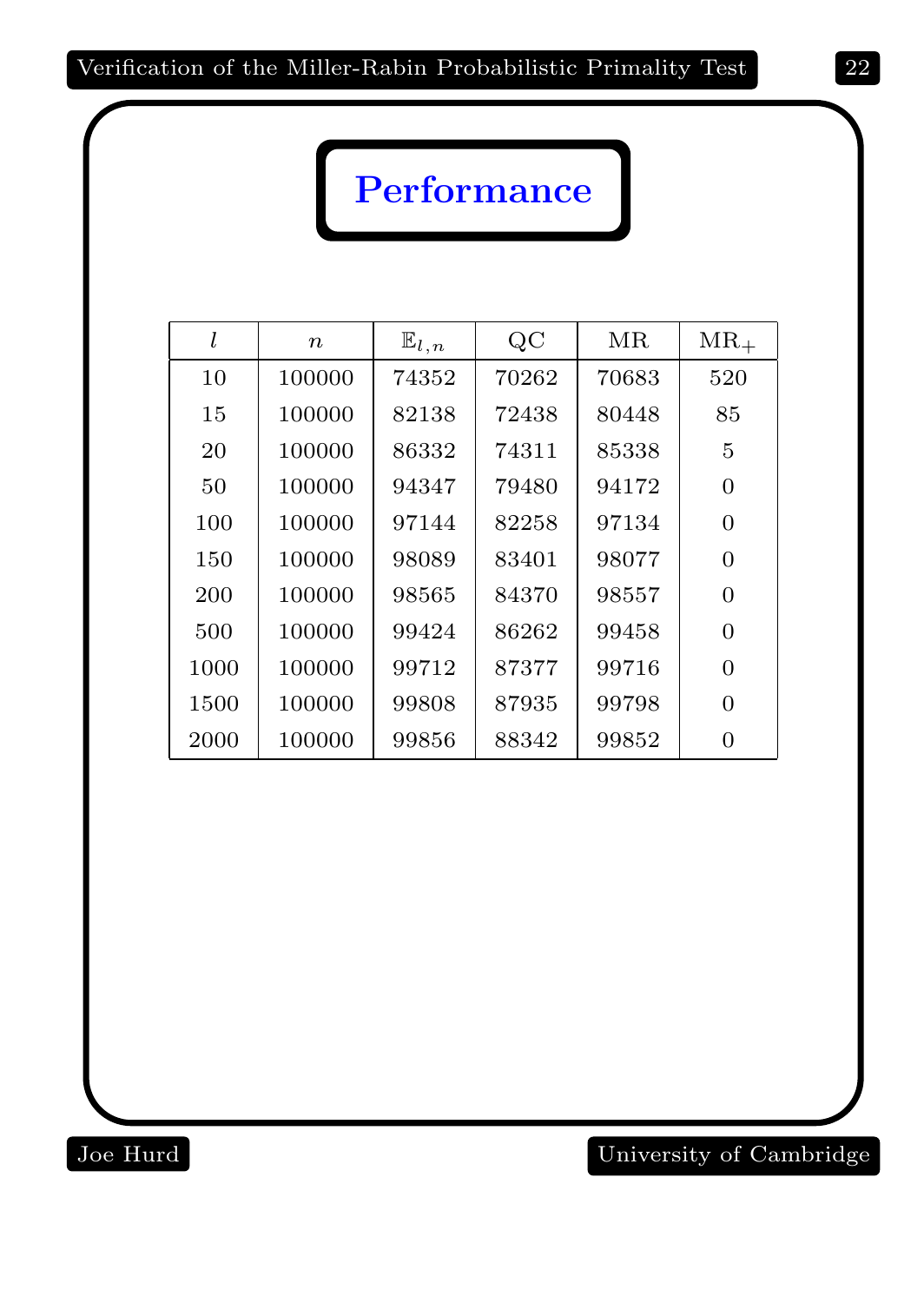# Performance

| $l$ | $n$ | $\mathbb{E}_{l,n}$ | QC | MR | $\text{MR}_+$ |
|---|---|---|---|---|---|
| 10 | 100000 | 74352 | 70262 | 70683 | 520 |
| 15 | 100000 | 82138 | 72438 | 80448 | 85 |
| 20 | 100000 | 86332 | 74311 | 85338 | 5 |
| 50 | 100000 | 94347 | 79480 | 94172 | 0 |
| 100 | 100000 | 97144 | 82258 | 97134 | 0 |
| 150 | 100000 | 98089 | 83401 | 98077 | 0 |
| 200 | 100000 | 98565 | 84370 | 98557 | 0 |
| 500 | 100000 | 99424 | 86262 | 99458 | 0 |
| 1000 | 100000 | 99712 | 87377 | 99716 | 0 |
| 1500 | 100000 | 99808 | 87935 | 99798 | 0 |
| 2000 | 100000 | 99856 | 88342 | 99852 | 0 |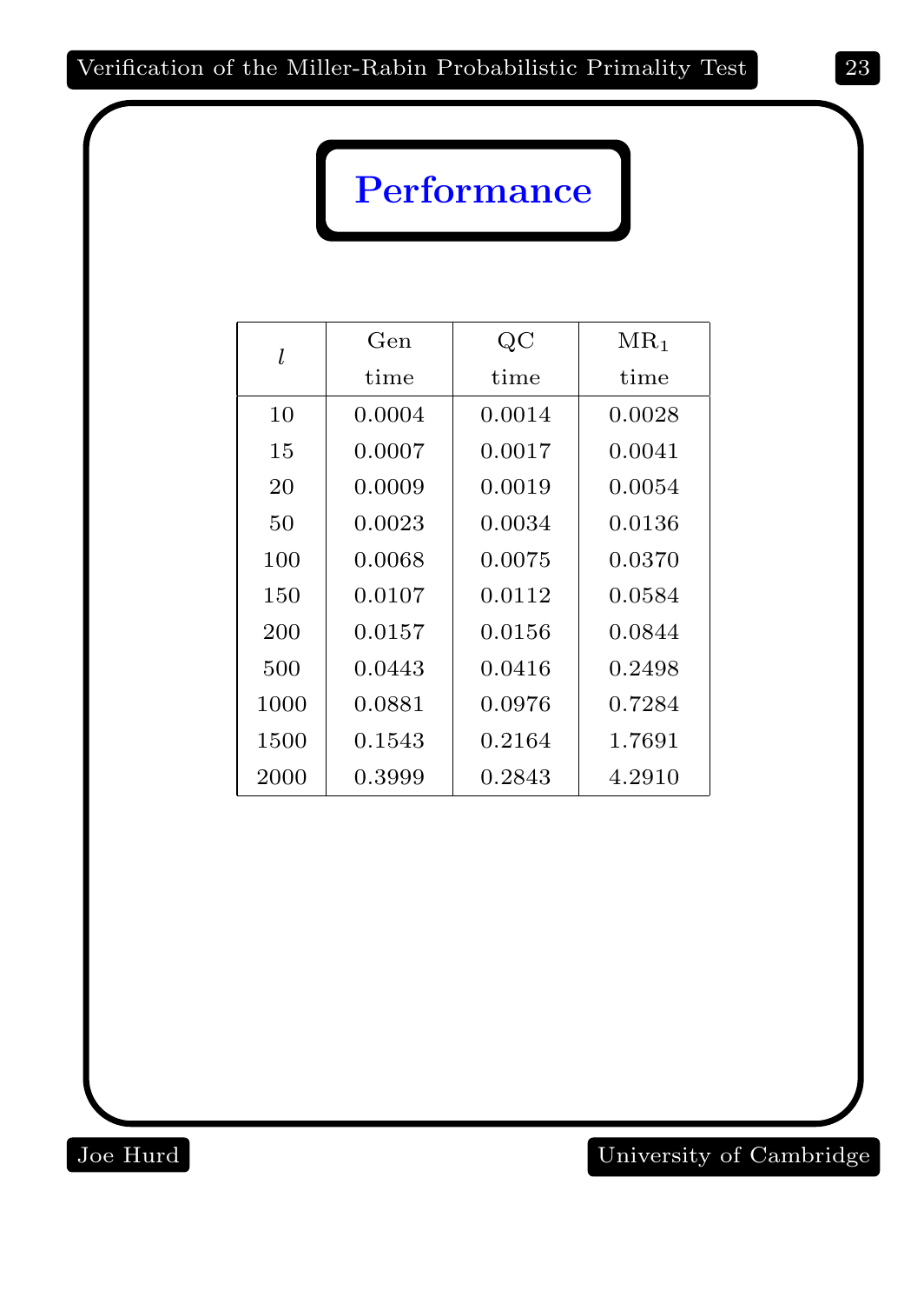# Performance

| $l$ | Gen time | QC time | $MR_1$ time |
|---|---|---|---|
| 10 | 0.0004 | 0.0014 | 0.0028 |
| 15 | 0.0007 | 0.0017 | 0.0041 |
| 20 | 0.0009 | 0.0019 | 0.0054 |
| 50 | 0.0023 | 0.0034 | 0.0136 |
| 100 | 0.0068 | 0.0075 | 0.0370 |
| 150 | 0.0107 | 0.0112 | 0.0584 |
| 200 | 0.0157 | 0.0156 | 0.0844 |
| 500 | 0.0443 | 0.0416 | 0.2498 |
| 1000 | 0.0881 | 0.0976 | 0.7284 |
| 1500 | 0.1543 | 0.2164 | 1.7691 |
| 2000 | 0.3999 | 0.2843 | 4.2910 |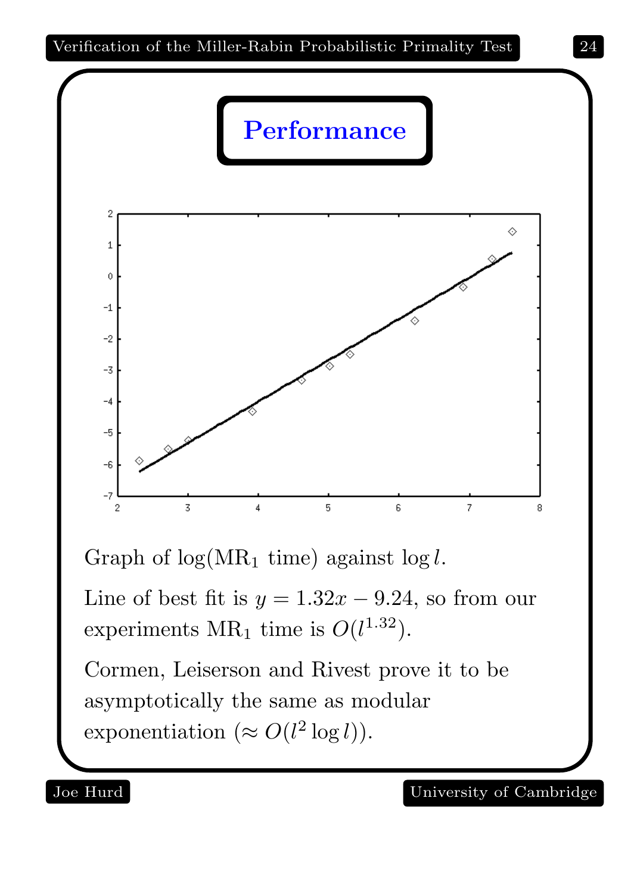# Performance

Graph of $\log(\mathrm{MR}_1 \text{ time})$ against $\log l$.

Line of best fit is $y = 1.32x - 9.24$, so from our experiments $\mathrm{MR}_1$ time is $O(l^{1.32})$.

Cormen, Leiserson and Rivest prove it to be asymptotically the same as modular exponentiation ($\approx O(l^2 \log l)$).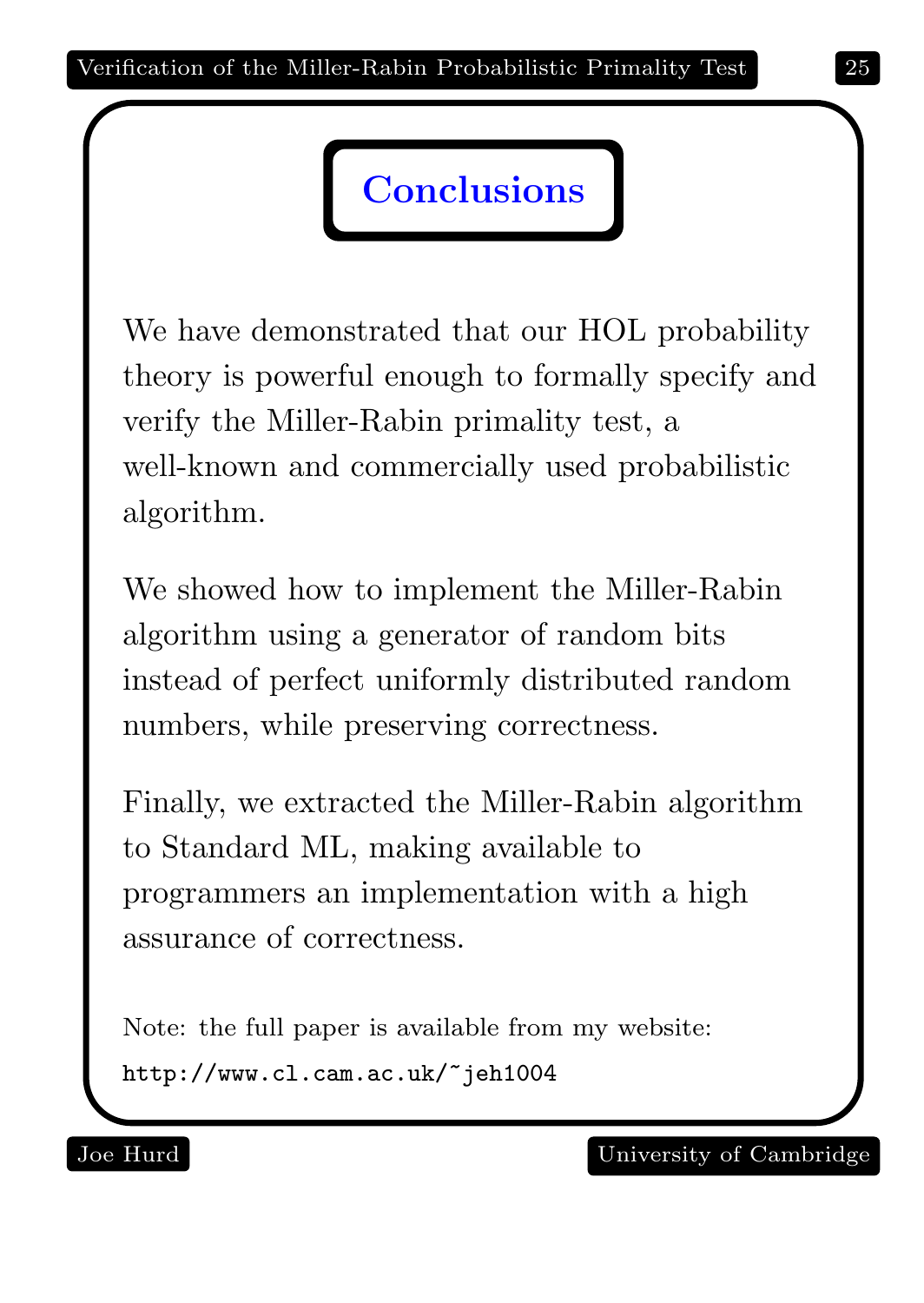# Conclusions

We have demonstrated that our HOL probability theory is powerful enough to formally specify and verify the Miller-Rabin primality test, a well-known and commercially used probabilistic algorithm.

We showed how to implement the Miller-Rabin algorithm using a generator of random bits instead of perfect uniformly distributed random numbers, while preserving correctness.

Finally, we extracted the Miller-Rabin algorithm to Standard ML, making available to programmers an implementation with a high assurance of correctness.

Note: the full paper is available from my website: `http://www.cl.cam.ac.uk/~jeh1004`